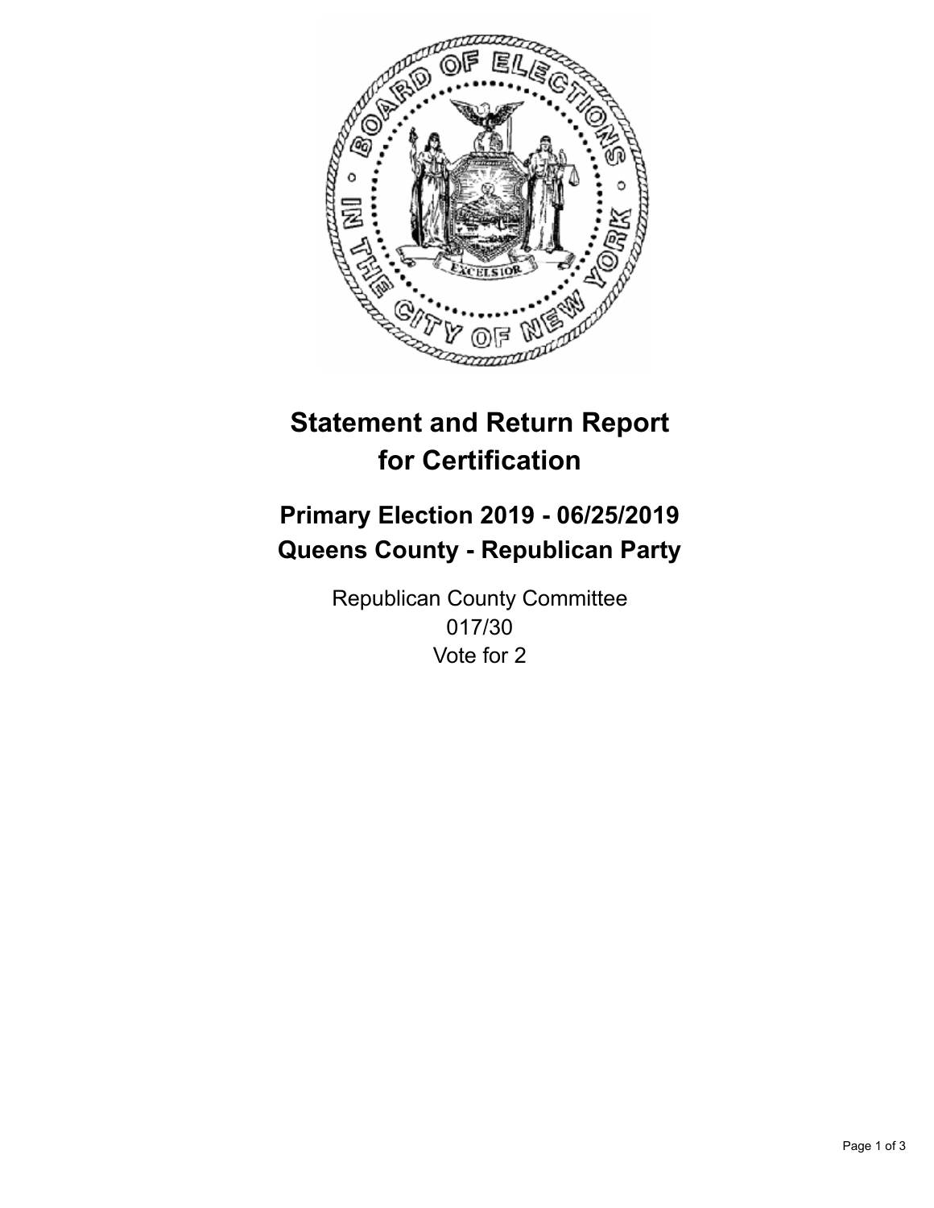# Statement and Return Report for Certification

## Primary Election 2019 - 06/25/2019
## Queens County - Republican Party

Republican County Committee
017/30
Vote for 2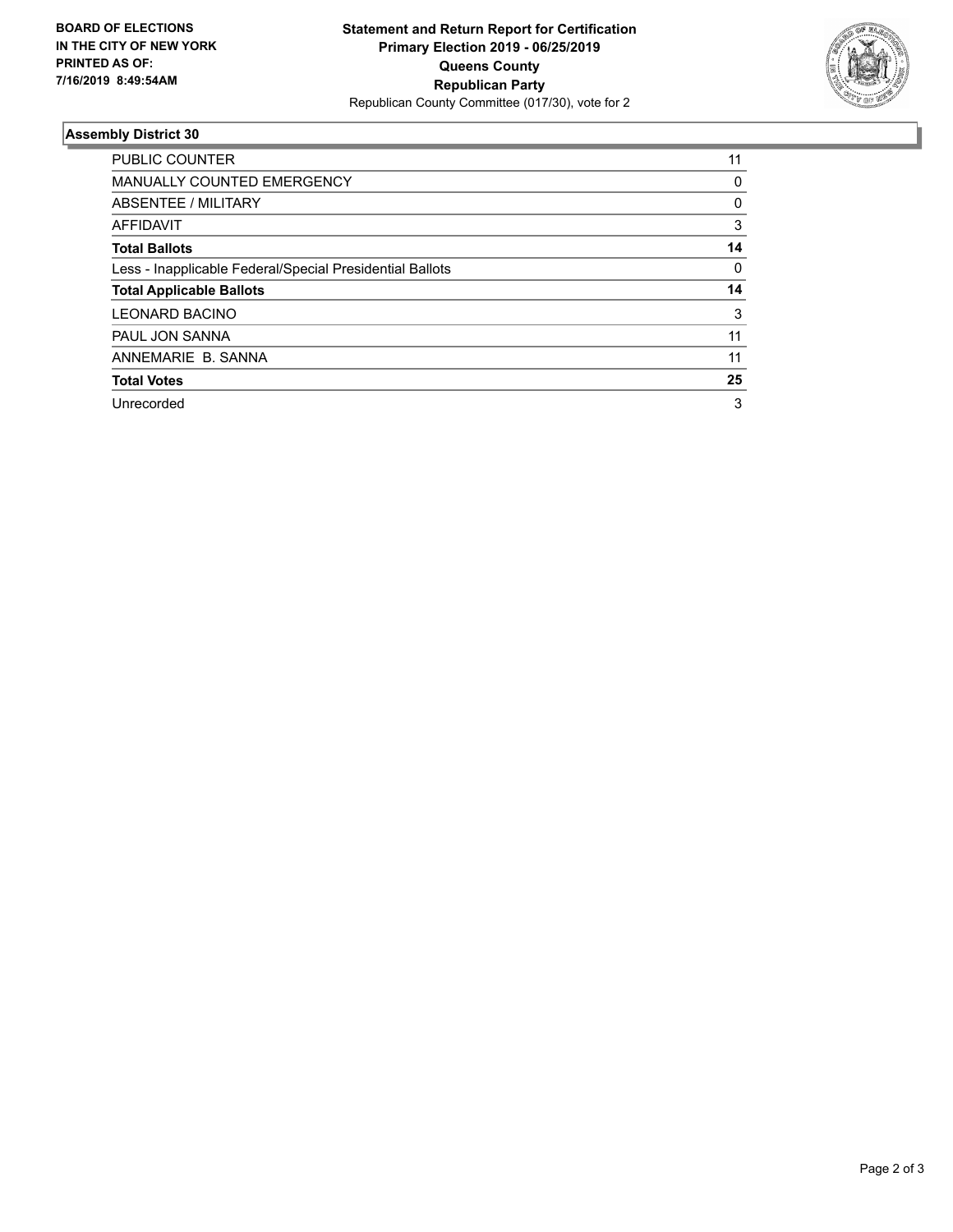**BOARD OF ELECTIONS**
**IN THE CITY OF NEW YORK**
**PRINTED AS OF:**
**7/16/2019 8:49:54AM**

**Statement and Return Report for Certification**
**Primary Election 2019 - 06/25/2019**
**Queens County**
**Republican Party**
Republican County Committee (017/30), vote for 2

### Assembly District 30

| | |
|---|---|
| PUBLIC COUNTER | 11 |
| MANUALLY COUNTED EMERGENCY | 0 |
| ABSENTEE / MILITARY | 0 |
| AFFIDAVIT | 3 |
| **Total Ballots** | **14** |
| Less - Inapplicable Federal/Special Presidential Ballots | 0 |
| **Total Applicable Ballots** | **14** |
| LEONARD BACINO | 3 |
| PAUL JON SANNA | 11 |
| ANNEMARIE B. SANNA | 11 |
| **Total Votes** | **25** |
| Unrecorded | 3 |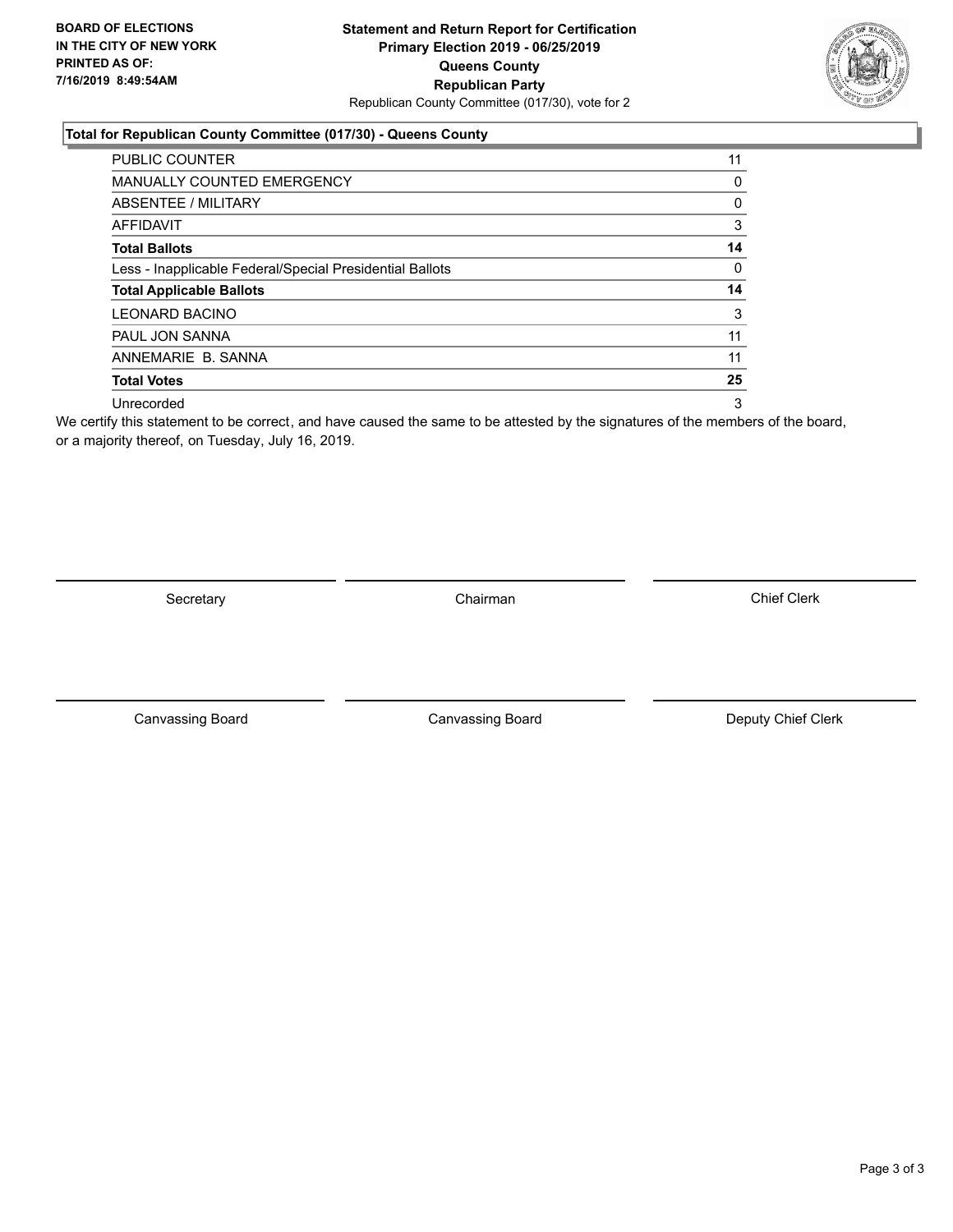**BOARD OF ELECTIONS IN THE CITY OF NEW YORK PRINTED AS OF: 7/16/2019 8:49:54AM**

**Statement and Return Report for Certification**
**Primary Election 2019 - 06/25/2019**
**Queens County**
**Republican Party**
Republican County Committee (017/30), vote for 2

### Total for Republican County Committee (017/30) - Queens County

| | |
|---|---|
| PUBLIC COUNTER | 11 |
| MANUALLY COUNTED EMERGENCY | 0 |
| ABSENTEE / MILITARY | 0 |
| AFFIDAVIT | 3 |
| **Total Ballots** | **14** |
| Less - Inapplicable Federal/Special Presidential Ballots | 0 |
| **Total Applicable Ballots** | **14** |
| LEONARD BACINO | 3 |
| PAUL JON SANNA | 11 |
| ANNEMARIE B. SANNA | 11 |
| **Total Votes** | **25** |
| Unrecorded | 3 |

We certify this statement to be correct, and have caused the same to be attested by the signatures of the members of the board, or a majority thereof, on Tuesday, July 16, 2019.

Secretary

Chairman

Chief Clerk

Canvassing Board

Canvassing Board

Deputy Chief Clerk